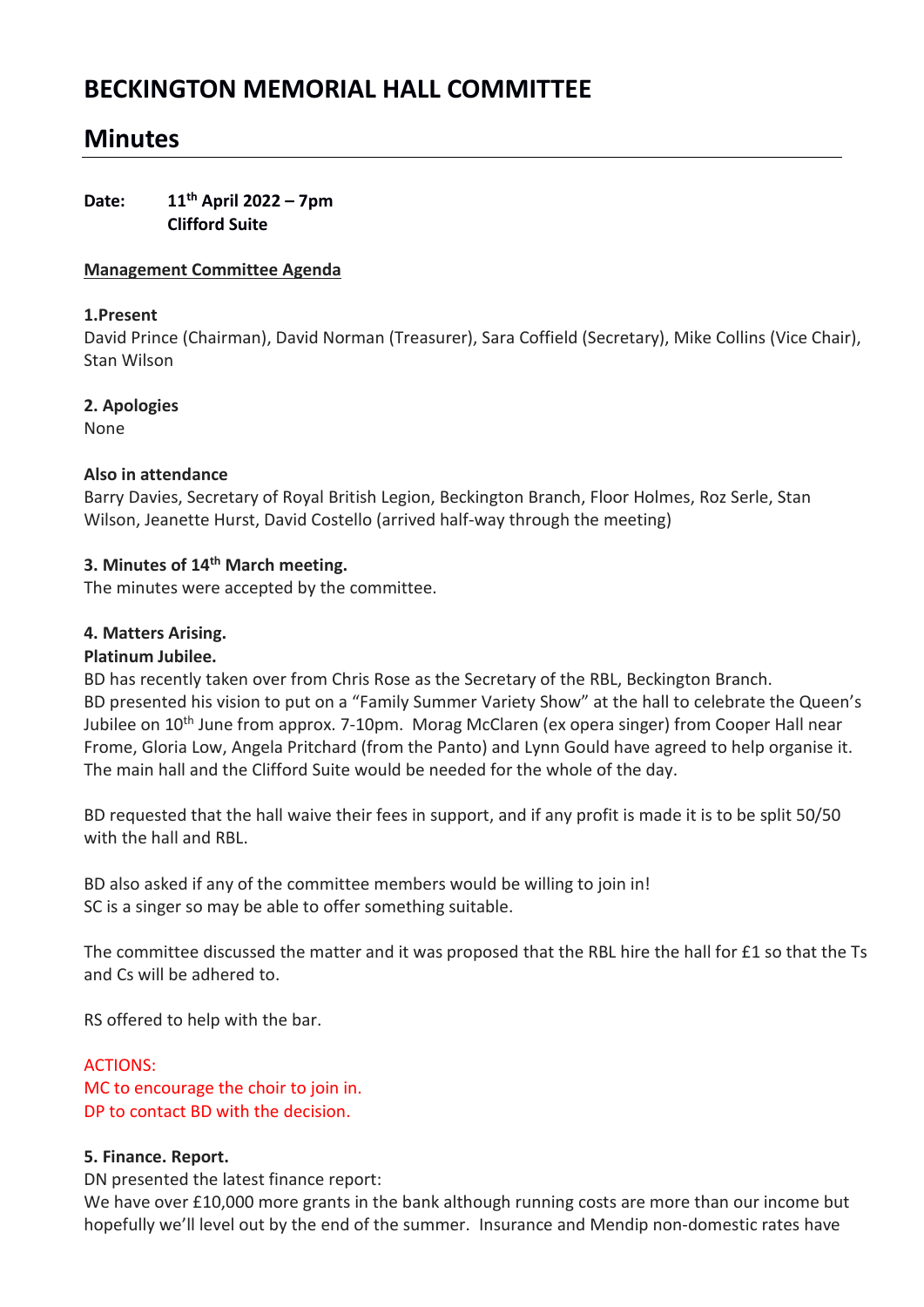# BECKINGTON MEMORIAL HALL COMMITTEE

# Minutes

**Date:** **11th April 2022 – 7pm**
**Clifford Suite**

**Management Committee Agenda**

**1.Present**

David Prince (Chairman), David Norman (Treasurer), Sara Coffield (Secretary), Mike Collins (Vice Chair), Stan Wilson

**2. Apologies**

None

**Also in attendance**

Barry Davies, Secretary of Royal British Legion, Beckington Branch, Floor Holmes, Roz Serle, Stan Wilson, Jeanette Hurst, David Costello (arrived half-way through the meeting)

**3. Minutes of 14th March meeting.**

The minutes were accepted by the committee.

**4. Matters Arising.**

**Platinum Jubilee.**

BD has recently taken over from Chris Rose as the Secretary of the RBL, Beckington Branch.
BD presented his vision to put on a "Family Summer Variety Show" at the hall to celebrate the Queen's Jubilee on 10th June from approx. 7-10pm. Morag McClaren (ex opera singer) from Cooper Hall near Frome, Gloria Low, Angela Pritchard (from the Panto) and Lynn Gould have agreed to help organise it. The main hall and the Clifford Suite would be needed for the whole of the day.

BD requested that the hall waive their fees in support, and if any profit is made it is to be split 50/50 with the hall and RBL.

BD also asked if any of the committee members would be willing to join in!
SC is a singer so may be able to offer something suitable.

The committee discussed the matter and it was proposed that the RBL hire the hall for £1 so that the Ts and Cs will be adhered to.

RS offered to help with the bar.

ACTIONS:
MC to encourage the choir to join in.
DP to contact BD with the decision.

**5. Finance. Report.**

DN presented the latest finance report:
We have over £10,000 more grants in the bank although running costs are more than our income but hopefully we'll level out by the end of the summer. Insurance and Mendip non-domestic rates have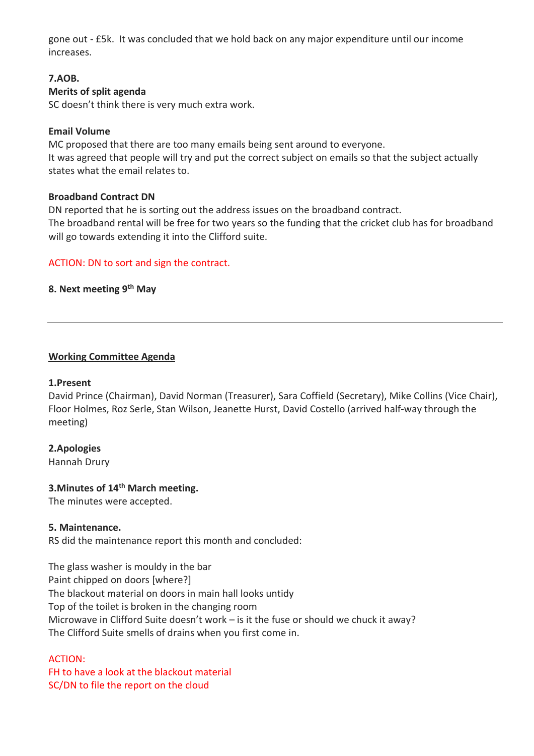gone out - £5k. It was concluded that we hold back on any major expenditure until our income increases.

**7.AOB.**

**Merits of split agenda**

SC doesn't think there is very much extra work.

**Email Volume**

MC proposed that there are too many emails being sent around to everyone.
It was agreed that people will try and put the correct subject on emails so that the subject actually states what the email relates to.

**Broadband Contract DN**

DN reported that he is sorting out the address issues on the broadband contract.
The broadband rental will be free for two years so the funding that the cricket club has for broadband will go towards extending it into the Clifford suite.

ACTION: DN to sort and sign the contract.

**8. Next meeting 9th May**

---

**Working Committee Agenda**

**1.Present**

David Prince (Chairman), David Norman (Treasurer), Sara Coffield (Secretary), Mike Collins (Vice Chair), Floor Holmes, Roz Serle, Stan Wilson, Jeanette Hurst, David Costello (arrived half-way through the meeting)

**2.Apologies**

Hannah Drury

**3.Minutes of 14th March meeting.**

The minutes were accepted.

**5. Maintenance.**

RS did the maintenance report this month and concluded:

The glass washer is mouldy in the bar
Paint chipped on doors [where?]
The blackout material on doors in main hall looks untidy
Top of the toilet is broken in the changing room
Microwave in Clifford Suite doesn't work – is it the fuse or should we chuck it away?
The Clifford Suite smells of drains when you first come in.

ACTION:
FH to have a look at the blackout material
SC/DN to file the report on the cloud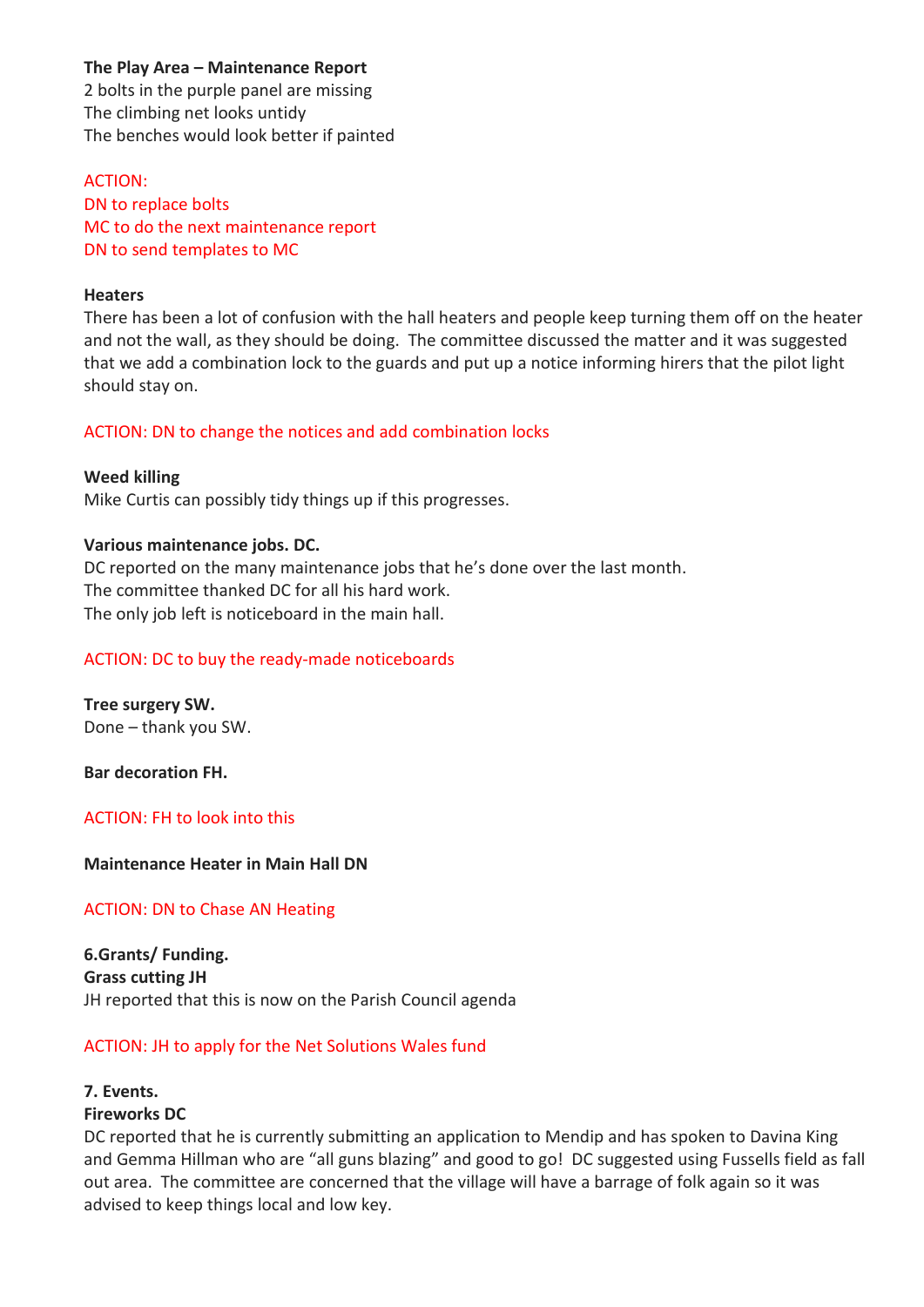**The Play Area – Maintenance Report**
2 bolts in the purple panel are missing
The climbing net looks untidy
The benches would look better if painted

ACTION:
DN to replace bolts
MC to do the next maintenance report
DN to send templates to MC

**Heaters**
There has been a lot of confusion with the hall heaters and people keep turning them off on the heater and not the wall, as they should be doing. The committee discussed the matter and it was suggested that we add a combination lock to the guards and put up a notice informing hirers that the pilot light should stay on.

ACTION: DN to change the notices and add combination locks

**Weed killing**
Mike Curtis can possibly tidy things up if this progresses.

**Various maintenance jobs. DC.**
DC reported on the many maintenance jobs that he's done over the last month.
The committee thanked DC for all his hard work.
The only job left is noticeboard in the main hall.

ACTION: DC to buy the ready-made noticeboards

**Tree surgery SW.**
Done – thank you SW.

**Bar decoration FH.**

ACTION: FH to look into this

**Maintenance Heater in Main Hall DN**

ACTION: DN to Chase AN Heating

**6.Grants/ Funding.**
**Grass cutting JH**
JH reported that this is now on the Parish Council agenda

ACTION: JH to apply for the Net Solutions Wales fund

**7. Events.**
**Fireworks DC**
DC reported that he is currently submitting an application to Mendip and has spoken to Davina King and Gemma Hillman who are "all guns blazing" and good to go! DC suggested using Fussells field as fall out area. The committee are concerned that the village will have a barrage of folk again so it was advised to keep things local and low key.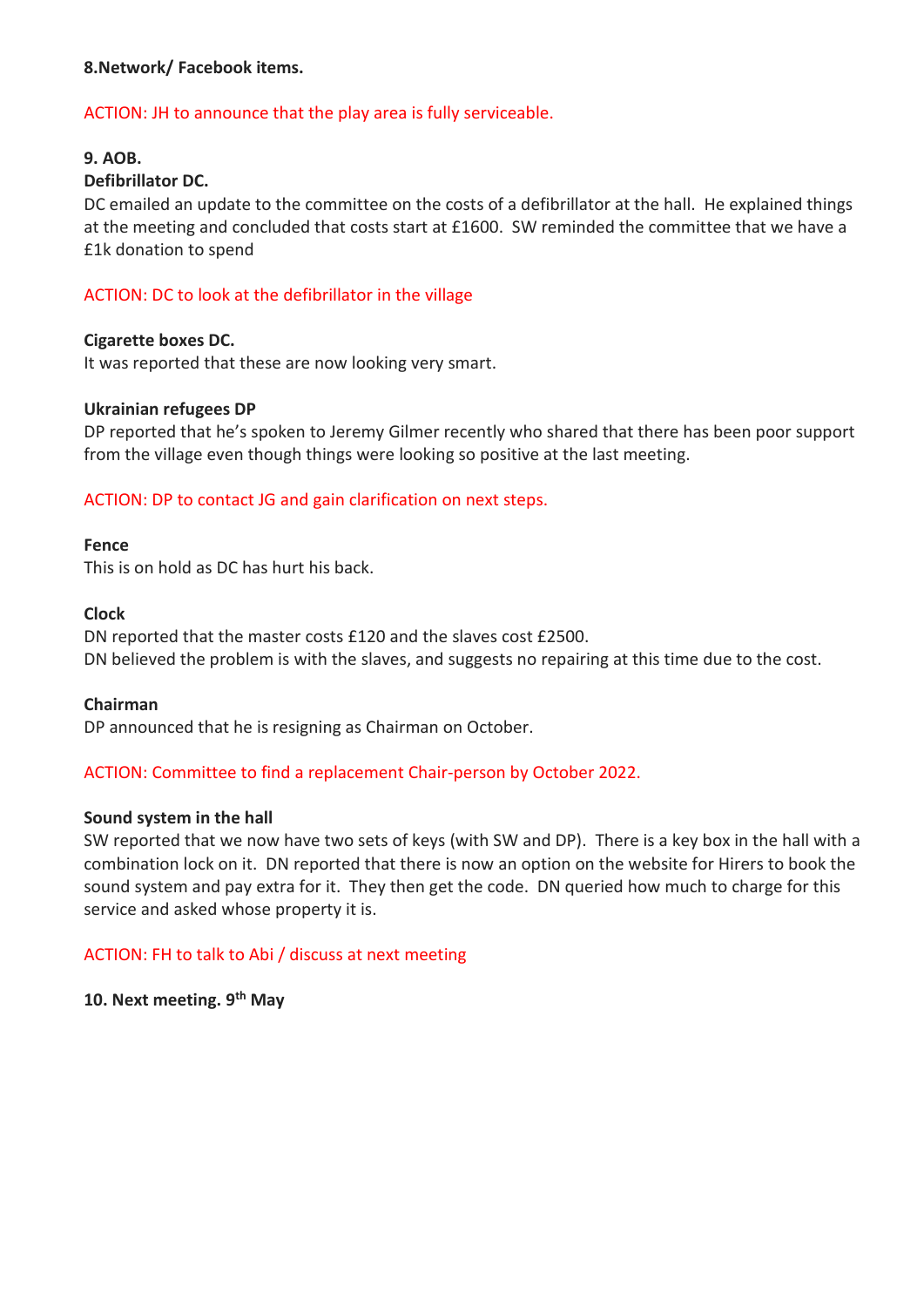**8.Network/ Facebook items.**

ACTION: JH to announce that the play area is fully serviceable.

**9. AOB.**

**Defibrillator DC.**

DC emailed an update to the committee on the costs of a defibrillator at the hall. He explained things at the meeting and concluded that costs start at £1600. SW reminded the committee that we have a £1k donation to spend

ACTION: DC to look at the defibrillator in the village

**Cigarette boxes DC.**

It was reported that these are now looking very smart.

**Ukrainian refugees DP**

DP reported that he's spoken to Jeremy Gilmer recently who shared that there has been poor support from the village even though things were looking so positive at the last meeting.

ACTION: DP to contact JG and gain clarification on next steps.

**Fence**

This is on hold as DC has hurt his back.

**Clock**

DN reported that the master costs £120 and the slaves cost £2500.
DN believed the problem is with the slaves, and suggests no repairing at this time due to the cost.

**Chairman**

DP announced that he is resigning as Chairman on October.

ACTION: Committee to find a replacement Chair-person by October 2022.

**Sound system in the hall**

SW reported that we now have two sets of keys (with SW and DP). There is a key box in the hall with a combination lock on it. DN reported that there is now an option on the website for Hirers to book the sound system and pay extra for it. They then get the code. DN queried how much to charge for this service and asked whose property it is.

ACTION: FH to talk to Abi / discuss at next meeting

**10. Next meeting. 9th May**